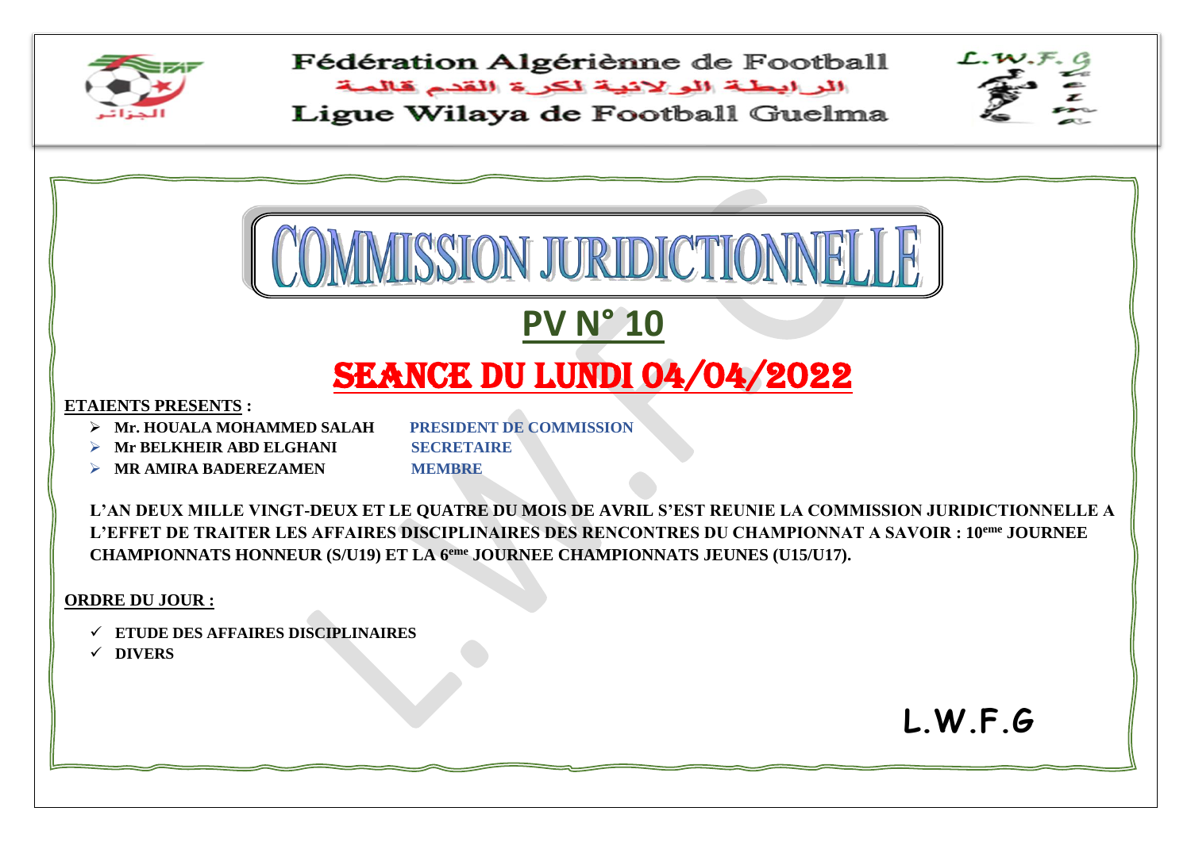Fédération Algérienne de Football

الرابطة الولائية لكرة القدم قالمة

Ligue Wilaya de Football Guelma

# COMMISSION JURIDICTIONNELLE

## PV N° 10

## SEANCE DU LUNDI 04/04/2022

**ETAIENTS PRESENTS :**

- **Mr. HOUALA MOHAMMED SALAH** — **PRESIDENT DE COMMISSION**
- **Mr BELKHEIR ABD ELGHANI** — **SECRETAIRE**
- **MR AMIRA BADEREZAMEN** — **MEMBRE**

**L'AN DEUX MILLE VINGT-DEUX ET LE QUATRE DU MOIS DE AVRIL S'EST REUNIE LA COMMISSION JURIDICTIONNELLE A L'EFFET DE TRAITER LES AFFAIRES DISCIPLINAIRES DES RENCONTRES DU CHAMPIONNAT A SAVOIR : 10eme JOURNEE CHAMPIONNATS HONNEUR (S/U19) ET LA 6eme JOURNEE CHAMPIONNATS JEUNES (U15/U17).**

**ORDRE DU JOUR :**

- ✓ **ETUDE DES AFFAIRES DISCIPLINAIRES**
- ✓ **DIVERS**

**L.W.F.G**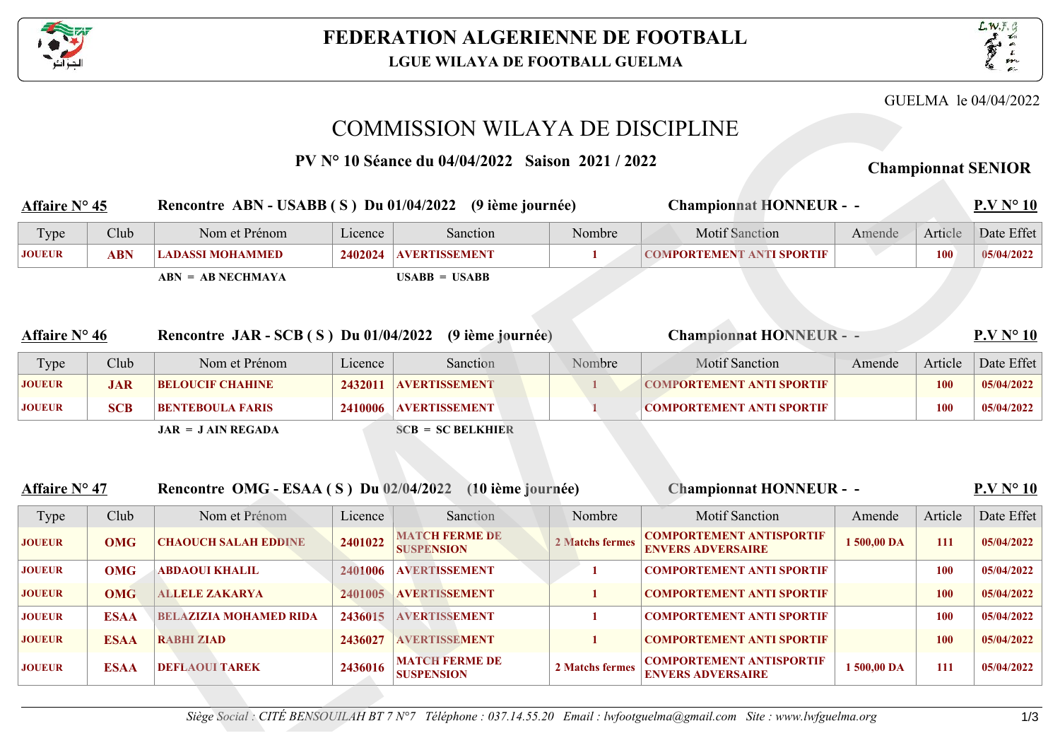# FEDERATION ALGERIENNE DE FOOTBALL

**LGUE WILAYA DE FOOTBALL GUELMA**

GUELMA le 04/04/2022

## COMMISSION WILAYA DE DISCIPLINE

**PV N° 10 Séance du 04/04/2022 Saison 2021 / 2022**

**Championnat SENIOR**

**Affaire N° 45** **Rencontre ABN - USABB ( S ) Du 01/04/2022 (9 ième journée)** **Championnat HONNEUR - -** **P.V N° 10**

| Type | Club | Nom et Prénom | Licence | Sanction | Nombre | Motif Sanction | Amende | Article | Date Effet |
|---|---|---|---|---|---|---|---|---|---|
| JOUEUR | ABN | LADASSI MOHAMMED | 2402024 | AVERTISSEMENT | 1 | COMPORTEMENT ANTI SPORTIF | | 100 | 05/04/2022 |

ABN = AB NECHMAYA    USABB = USABB

**Affaire N° 46** **Rencontre JAR - SCB ( S ) Du 01/04/2022 (9 ième journée)** **Championnat HONNEUR - -** **P.V N° 10**

| Type | Club | Nom et Prénom | Licence | Sanction | Nombre | Motif Sanction | Amende | Article | Date Effet |
|---|---|---|---|---|---|---|---|---|---|
| JOUEUR | JAR | BELOUCIF CHAHINE | 2432011 | AVERTISSEMENT | 1 | COMPORTEMENT ANTI SPORTIF | | 100 | 05/04/2022 |
| JOUEUR | SCB | BENTEBOULA FARIS | 2410006 | AVERTISSEMENT | 1 | COMPORTEMENT ANTI SPORTIF | | 100 | 05/04/2022 |

JAR = J AIN REGADA    SCB = SC BELKHIER

**Affaire N° 47** **Rencontre OMG - ESAA ( S ) Du 02/04/2022 (10 ième journée)** **Championnat HONNEUR - -** **P.V N° 10**

| Type | Club | Nom et Prénom | Licence | Sanction | Nombre | Motif Sanction | Amende | Article | Date Effet |
|---|---|---|---|---|---|---|---|---|---|
| JOUEUR | OMG | CHAOUCH SALAH EDDINE | 2401022 | MATCH FERME DE SUSPENSION | 2 Matchs fermes | COMPORTEMENT ANTISPORTIF ENVERS ADVERSAIRE | 1 500,00 DA | 111 | 05/04/2022 |
| JOUEUR | OMG | ABDAOUI KHALIL | 2401006 | AVERTISSEMENT | 1 | COMPORTEMENT ANTI SPORTIF | | 100 | 05/04/2022 |
| JOUEUR | OMG | ALLELE ZAKARYA | 2401005 | AVERTISSEMENT | 1 | COMPORTEMENT ANTI SPORTIF | | 100 | 05/04/2022 |
| JOUEUR | ESAA | BELAZIZIA MOHAMED RIDA | 2436015 | AVERTISSEMENT | 1 | COMPORTEMENT ANTI SPORTIF | | 100 | 05/04/2022 |
| JOUEUR | ESAA | RABHI ZIAD | 2436027 | AVERTISSEMENT | 1 | COMPORTEMENT ANTI SPORTIF | | 100 | 05/04/2022 |
| JOUEUR | ESAA | DEFLAOUI TAREK | 2436016 | MATCH FERME DE SUSPENSION | 2 Matchs fermes | COMPORTEMENT ANTISPORTIF ENVERS ADVERSAIRE | 1 500,00 DA | 111 | 05/04/2022 |

*Siège Social : CITÉ BENSOUILAH BT 7 N°7 Téléphone : 037.14.55.20 Email : lwfootguelma@gmail.com Site : www.lwfguelma.org*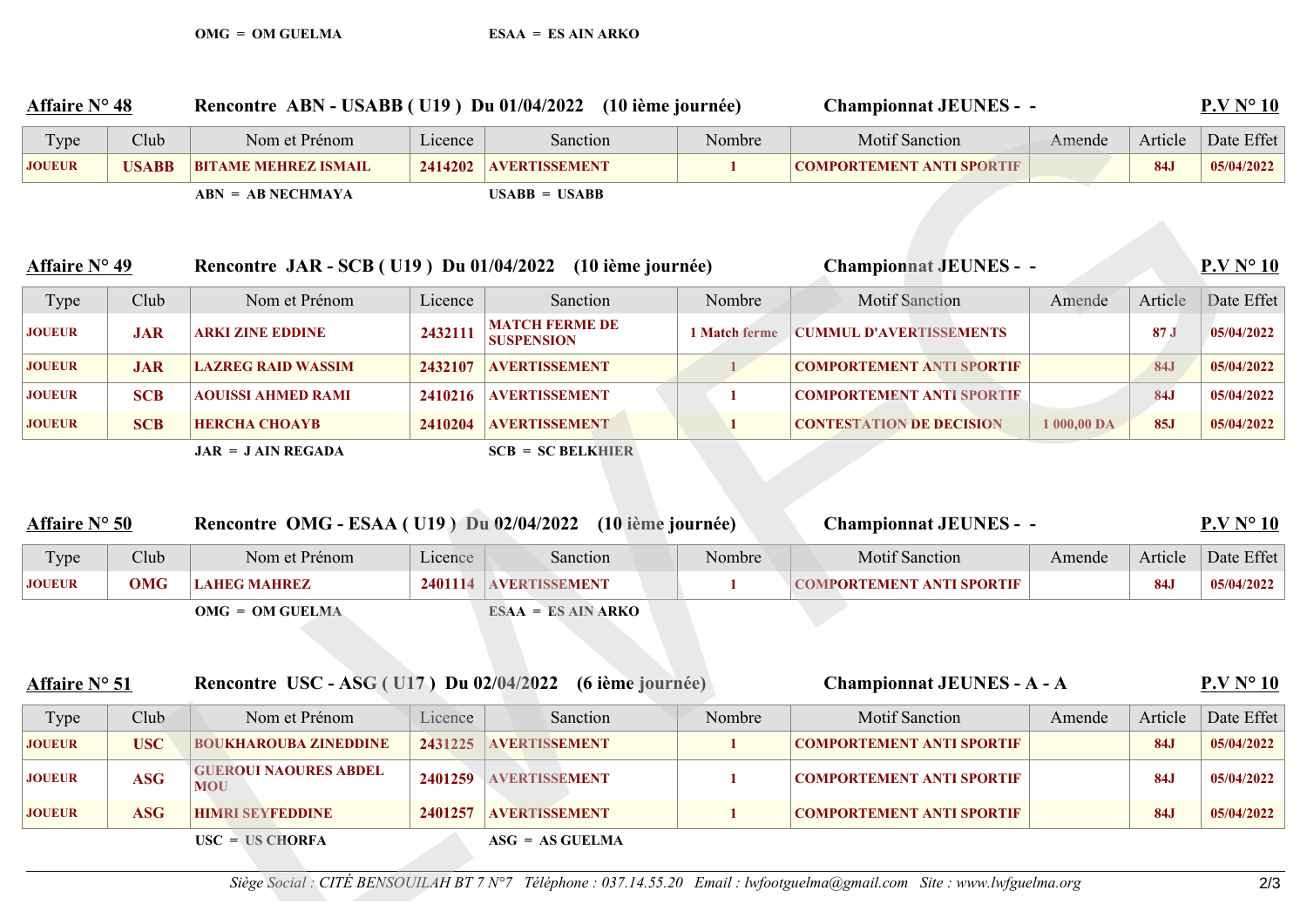OMG = OM GUELMA ESAA = ES AIN ARKO

**Affaire N° 48** Rencontre ABN - USABB ( U19 ) Du 01/04/2022 (10 ième journée) Championnat JEUNES - - **P.V N° 10**

| Type | Club | Nom et Prénom | Licence | Sanction | Nombre | Motif Sanction | Amende | Article | Date Effet |
|---|---|---|---|---|---|---|---|---|---|
| JOUEUR | USABB | BITAME MEHREZ ISMAIL | 2414202 | AVERTISSEMENT | 1 | COMPORTEMENT ANTI SPORTIF | | 84J | 05/04/2022 |

ABN = AB NECHMAYA USABB = USABB

**Affaire N° 49** Rencontre JAR - SCB ( U19 ) Du 01/04/2022 (10 ième journée) Championnat JEUNES - - **P.V N° 10**

| Type | Club | Nom et Prénom | Licence | Sanction | Nombre | Motif Sanction | Amende | Article | Date Effet |
|---|---|---|---|---|---|---|---|---|---|
| JOUEUR | JAR | ARKI ZINE EDDINE | 2432111 | MATCH FERME DE SUSPENSION | 1 Match ferme | CUMMUL D'AVERTISSEMENTS | | 87 J | 05/04/2022 |
| JOUEUR | JAR | LAZREG RAID WASSIM | 2432107 | AVERTISSEMENT | 1 | COMPORTEMENT ANTI SPORTIF | | 84J | 05/04/2022 |
| JOUEUR | SCB | AOUISSI AHMED RAMI | 2410216 | AVERTISSEMENT | 1 | COMPORTEMENT ANTI SPORTIF | | 84J | 05/04/2022 |
| JOUEUR | SCB | HERCHA CHOAYB | 2410204 | AVERTISSEMENT | 1 | CONTESTATION DE DECISION | 1 000,00 DA | 85J | 05/04/2022 |

JAR = J AIN REGADA SCB = SC BELKHIER

**Affaire N° 50** Rencontre OMG - ESAA ( U19 ) Du 02/04/2022 (10 ième journée) Championnat JEUNES - - **P.V N° 10**

| Type | Club | Nom et Prénom | Licence | Sanction | Nombre | Motif Sanction | Amende | Article | Date Effet |
|---|---|---|---|---|---|---|---|---|---|
| JOUEUR | OMG | LAHEG MAHREZ | 2401114 | AVERTISSEMENT | 1 | COMPORTEMENT ANTI SPORTIF | | 84J | 05/04/2022 |

OMG = OM GUELMA ESAA = ES AIN ARKO

**Affaire N° 51** Rencontre USC - ASG ( U17 ) Du 02/04/2022 (6 ième journée) Championnat JEUNES - A - A **P.V N° 10**

| Type | Club | Nom et Prénom | Licence | Sanction | Nombre | Motif Sanction | Amende | Article | Date Effet |
|---|---|---|---|---|---|---|---|---|---|
| JOUEUR | USC | BOUKHAROUBA ZINEDDINE | 2431225 | AVERTISSEMENT | 1 | COMPORTEMENT ANTI SPORTIF | | 84J | 05/04/2022 |
| JOUEUR | ASG | GUEROUI NAOURES ABDEL MOU | 2401259 | AVERTISSEMENT | 1 | COMPORTEMENT ANTI SPORTIF | | 84J | 05/04/2022 |
| JOUEUR | ASG | HIMRI SEYFEDDINE | 2401257 | AVERTISSEMENT | 1 | COMPORTEMENT ANTI SPORTIF | | 84J | 05/04/2022 |

USC = US CHORFA ASG = AS GUELMA

*Siège Social : CITÉ BENSOUILAH BT 7 N°7 Téléphone : 037.14.55.20 Email : lwfootguelma@gmail.com Site : www.lwfguelma.org*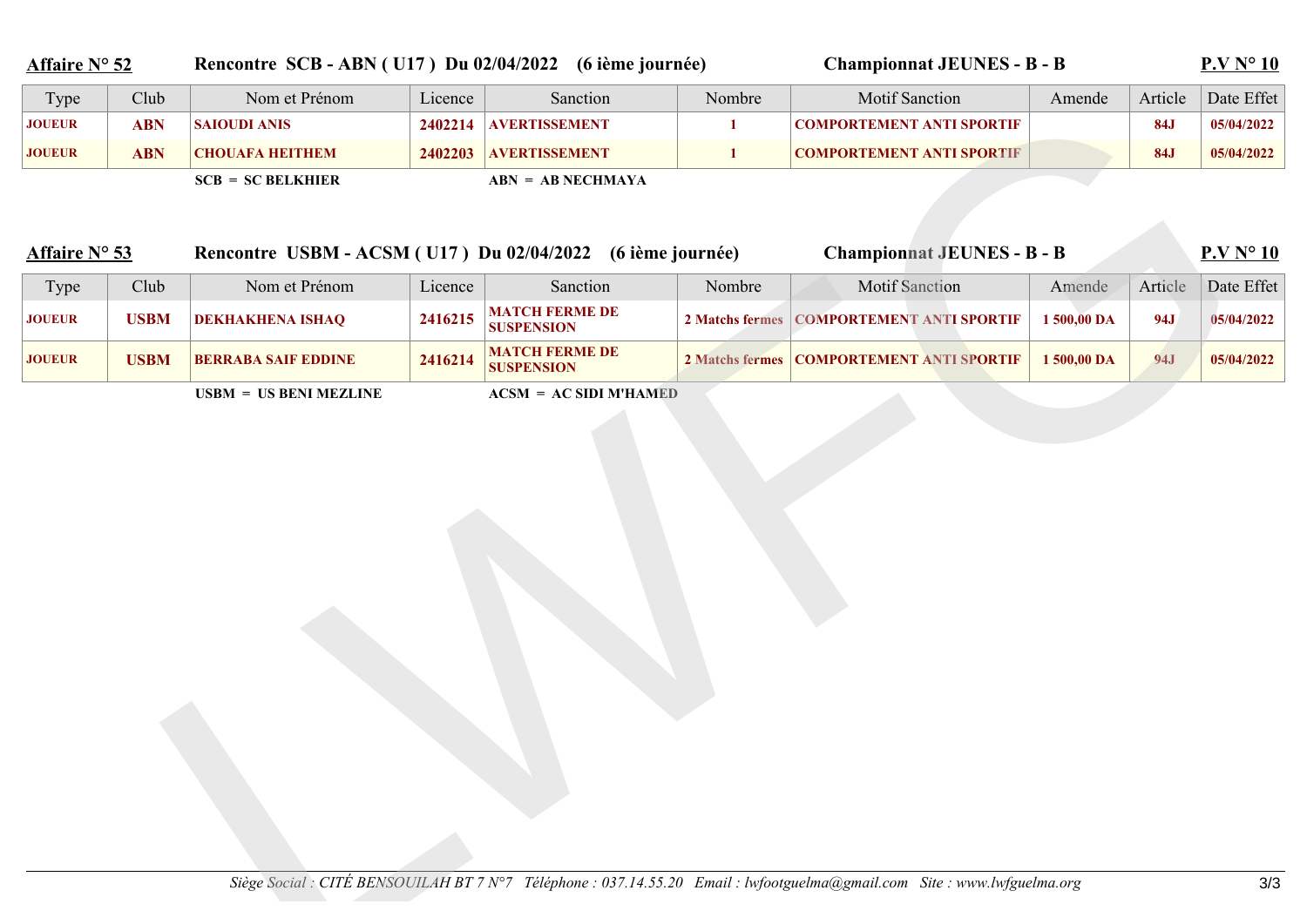**Affaire N° 52** — Rencontre SCB - ABN ( U17 ) Du 02/04/2022 (6 ième journée) — Championnat JEUNES - B - B — **P.V N° 10**

| Type | Club | Nom et Prénom | Licence | Sanction | Nombre | Motif Sanction | Amende | Article | Date Effet |
|---|---|---|---|---|---|---|---|---|---|
| JOUEUR | ABN | SAIOUDI ANIS | 2402214 | AVERTISSEMENT | 1 | COMPORTEMENT ANTI SPORTIF | | 84J | 05/04/2022 |
| JOUEUR | ABN | CHOUAFA HEITHEM | 2402203 | AVERTISSEMENT | 1 | COMPORTEMENT ANTI SPORTIF | | 84J | 05/04/2022 |

SCB = SC BELKHIER    ABN = AB NECHMAYA

**Affaire N° 53** — Rencontre USBM - ACSM ( U17 ) Du 02/04/2022 (6 ième journée) — Championnat JEUNES - B - B — **P.V N° 10**

| Type | Club | Nom et Prénom | Licence | Sanction | Nombre | Motif Sanction | Amende | Article | Date Effet |
|---|---|---|---|---|---|---|---|---|---|
| JOUEUR | USBM | DEKHAKHENA ISHAQ | 2416215 | MATCH FERME DE SUSPENSION | 2 Matchs fermes | COMPORTEMENT ANTI SPORTIF | 1 500,00 DA | 94J | 05/04/2022 |
| JOUEUR | USBM | BERRABA SAIF EDDINE | 2416214 | MATCH FERME DE SUSPENSION | 2 Matchs fermes | COMPORTEMENT ANTI SPORTIF | 1 500,00 DA | 94J | 05/04/2022 |

USBM = US BENI MEZLINE    ACSM = AC SIDI M'HAMED